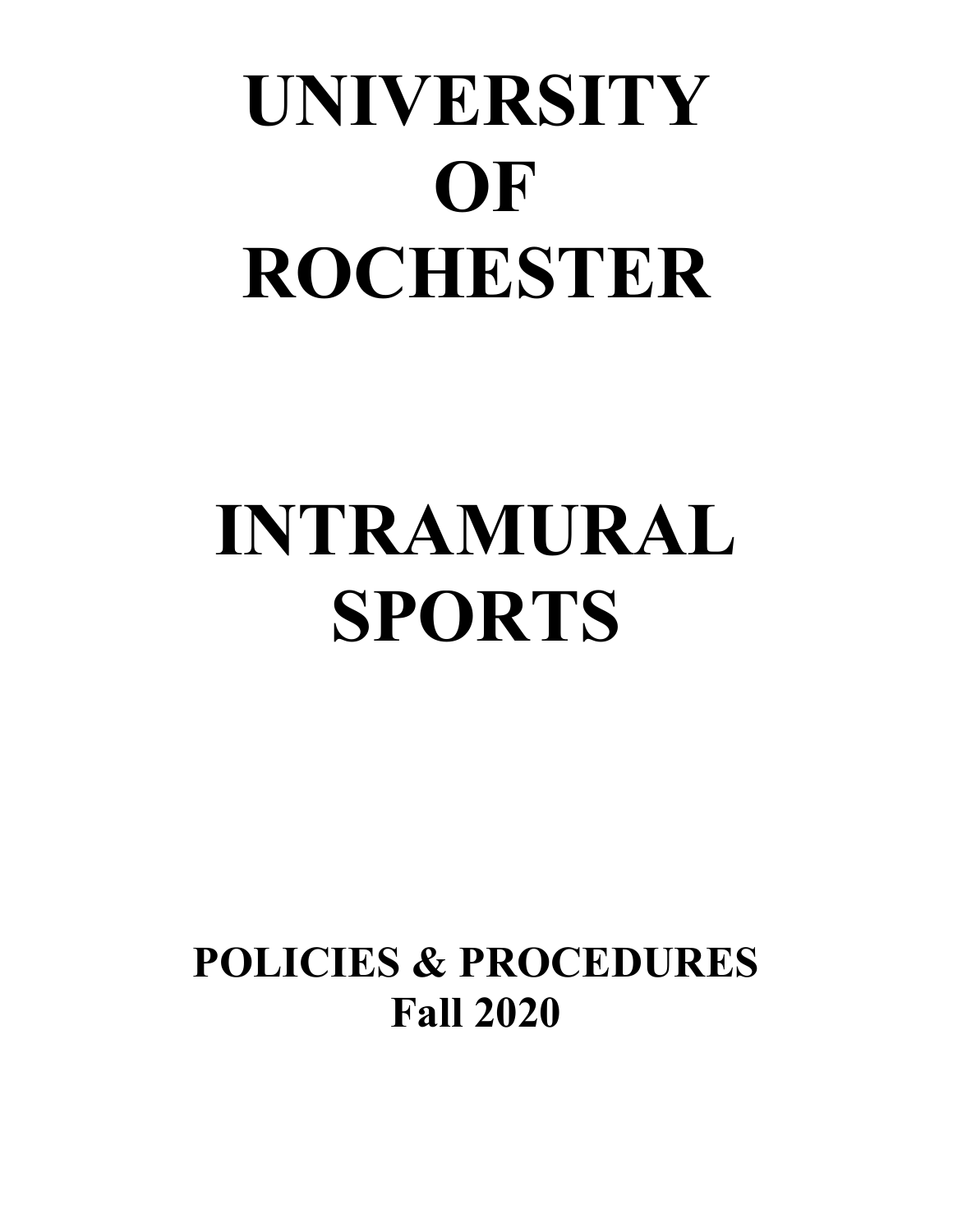# UNIVERSITY OF ROCHESTER

# INTRAMURAL SPORTS

## POLICIES & PROCEDURES
## Fall 2020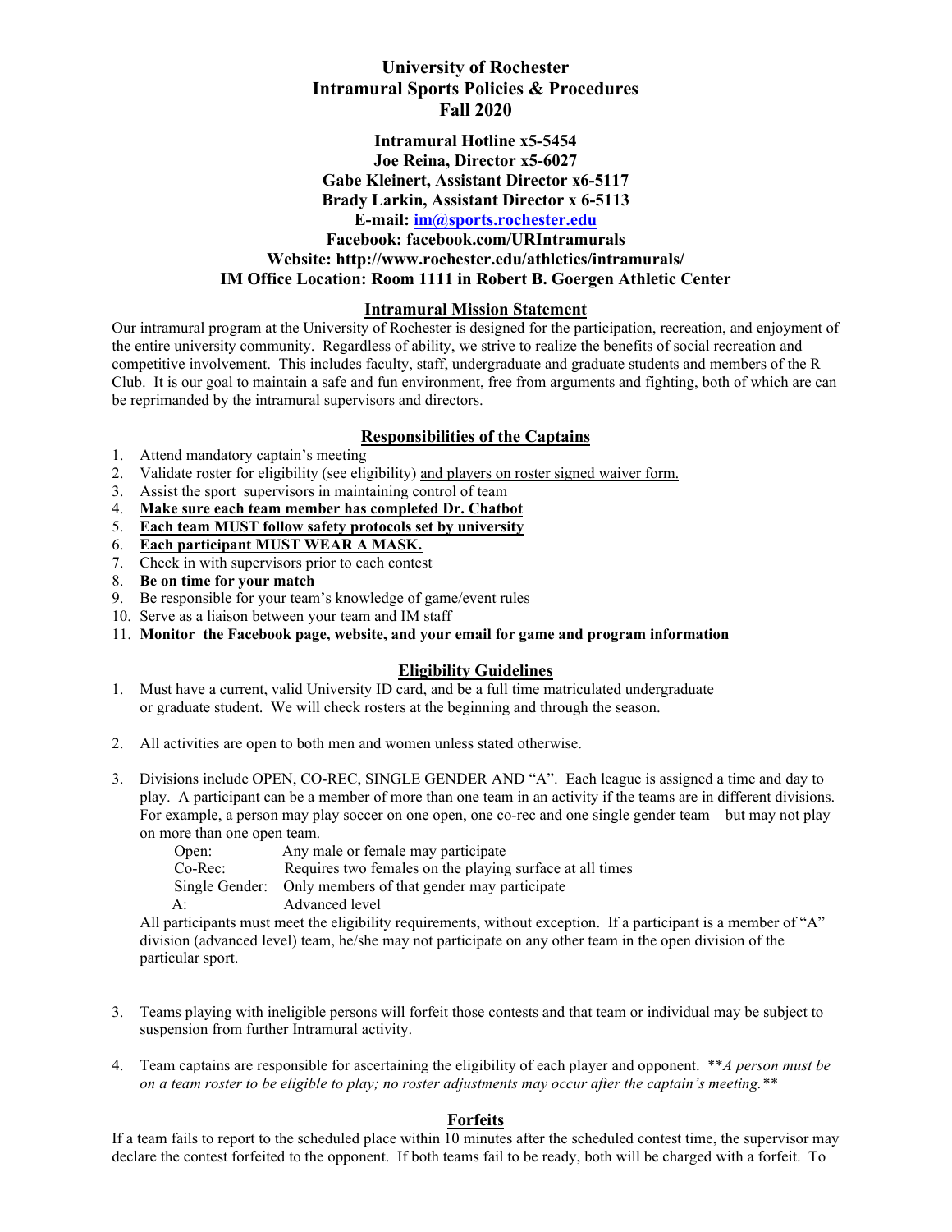# University of Rochester
# Intramural Sports Policies & Procedures
# Fall 2020

**Intramural Hotline x5-5454**
**Joe Reina, Director x5-6027**
**Gabe Kleinert, Assistant Director x6-5117**
**Brady Larkin, Assistant Director x 6-5113**
**E-mail: im@sports.rochester.edu**
**Facebook: facebook.com/URIntramurals**
**Website: http://www.rochester.edu/athletics/intramurals/**
**IM Office Location: Room 1111 in Robert B. Goergen Athletic Center**

## Intramural Mission Statement

Our intramural program at the University of Rochester is designed for the participation, recreation, and enjoyment of the entire university community. Regardless of ability, we strive to realize the benefits of social recreation and competitive involvement. This includes faculty, staff, undergraduate and graduate students and members of the R Club. It is our goal to maintain a safe and fun environment, free from arguments and fighting, both of which are can be reprimanded by the intramural supervisors and directors.

## Responsibilities of the Captains

1. Attend mandatory captain's meeting
2. Validate roster for eligibility (see eligibility) and players on roster signed waiver form.
3. Assist the sport supervisors in maintaining control of team
4. **Make sure each team member has completed Dr. Chatbot**
5. **Each team MUST follow safety protocols set by university**
6. **Each participant MUST WEAR A MASK.**
7. Check in with supervisors prior to each contest
8. **Be on time for your match**
9. Be responsible for your team's knowledge of game/event rules
10. Serve as a liaison between your team and IM staff
11. **Monitor the Facebook page, website, and your email for game and program information**

## Eligibility Guidelines

1. Must have a current, valid University ID card, and be a full time matriculated undergraduate or graduate student. We will check rosters at the beginning and through the season.

2. All activities are open to both men and women unless stated otherwise.

3. Divisions include OPEN, CO-REC, SINGLE GENDER AND "A". Each league is assigned a time and day to play. A participant can be a member of more than one team in an activity if the teams are in different divisions. For example, a person may play soccer on one open, one co-rec and one single gender team – but may not play on more than one open team.

   Open: Any male or female may participate
   Co-Rec: Requires two females on the playing surface at all times
   Single Gender: Only members of that gender may participate
   A: Advanced level

   All participants must meet the eligibility requirements, without exception. If a participant is a member of "A" division (advanced level) team, he/she may not participate on any other team in the open division of the particular sport.

3. Teams playing with ineligible persons will forfeit those contests and that team or individual may be subject to suspension from further Intramural activity.

4. Team captains are responsible for ascertaining the eligibility of each player and opponent. ***A person must be on a team roster to be eligible to play; no roster adjustments may occur after the captain's meeting.***

## Forfeits

If a team fails to report to the scheduled place within 10 minutes after the scheduled contest time, the supervisor may declare the contest forfeited to the opponent. If both teams fail to be ready, both will be charged with a forfeit. To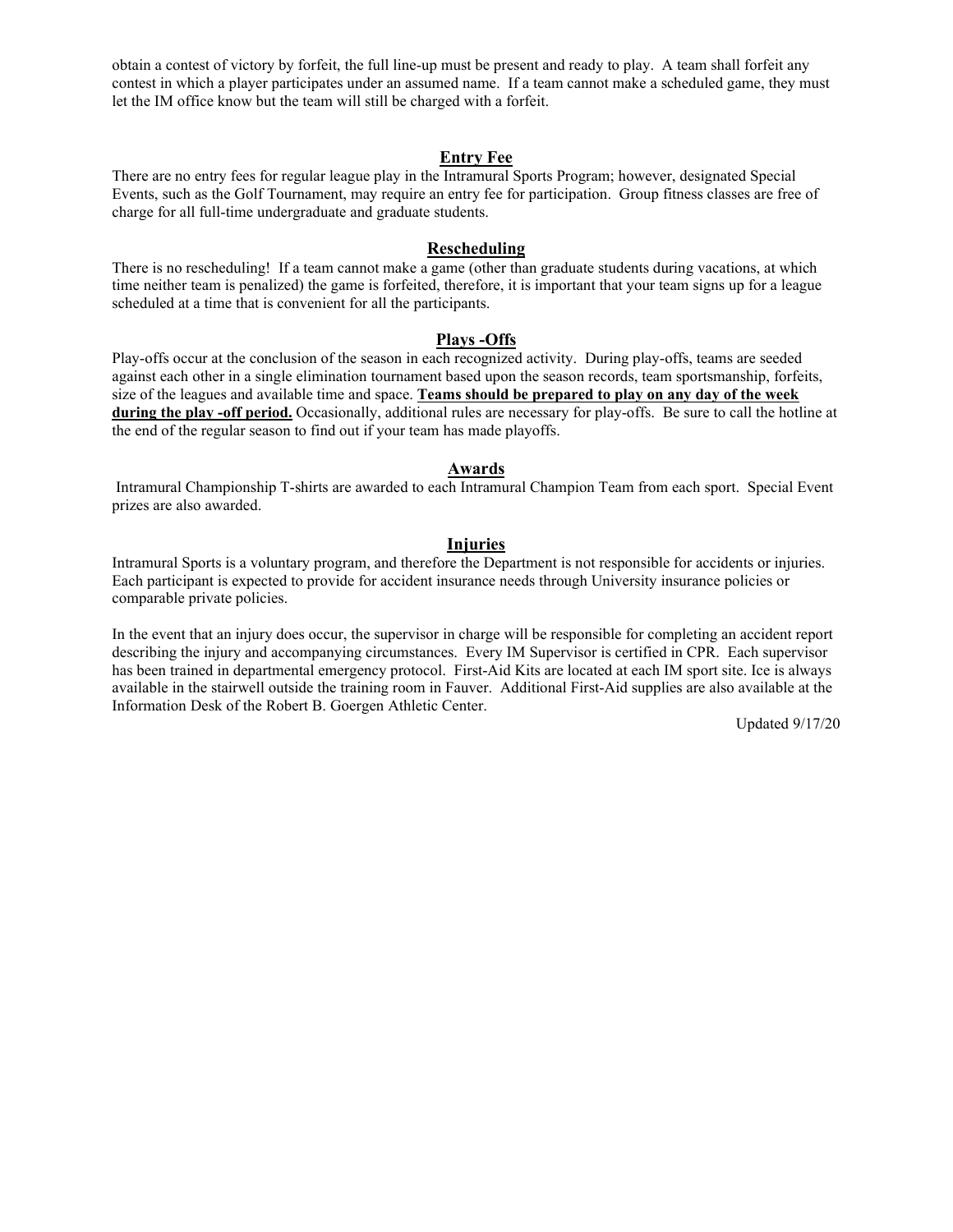obtain a contest of victory by forfeit, the full line-up must be present and ready to play. A team shall forfeit any contest in which a player participates under an assumed name. If a team cannot make a scheduled game, they must let the IM office know but the team will still be charged with a forfeit.

## Entry Fee

There are no entry fees for regular league play in the Intramural Sports Program; however, designated Special Events, such as the Golf Tournament, may require an entry fee for participation. Group fitness classes are free of charge for all full-time undergraduate and graduate students.

## Rescheduling

There is no rescheduling! If a team cannot make a game (other than graduate students during vacations, at which time neither team is penalized) the game is forfeited, therefore, it is important that your team signs up for a league scheduled at a time that is convenient for all the participants.

## Plays -Offs

Play-offs occur at the conclusion of the season in each recognized activity. During play-offs, teams are seeded against each other in a single elimination tournament based upon the season records, team sportsmanship, forfeits, size of the leagues and available time and space. **Teams should be prepared to play on any day of the week during the play -off period.** Occasionally, additional rules are necessary for play-offs. Be sure to call the hotline at the end of the regular season to find out if your team has made playoffs.

## Awards

Intramural Championship T-shirts are awarded to each Intramural Champion Team from each sport. Special Event prizes are also awarded.

## Injuries

Intramural Sports is a voluntary program, and therefore the Department is not responsible for accidents or injuries. Each participant is expected to provide for accident insurance needs through University insurance policies or comparable private policies.

In the event that an injury does occur, the supervisor in charge will be responsible for completing an accident report describing the injury and accompanying circumstances. Every IM Supervisor is certified in CPR. Each supervisor has been trained in departmental emergency protocol. First-Aid Kits are located at each IM sport site. Ice is always available in the stairwell outside the training room in Fauver. Additional First-Aid supplies are also available at the Information Desk of the Robert B. Goergen Athletic Center.

Updated 9/17/20